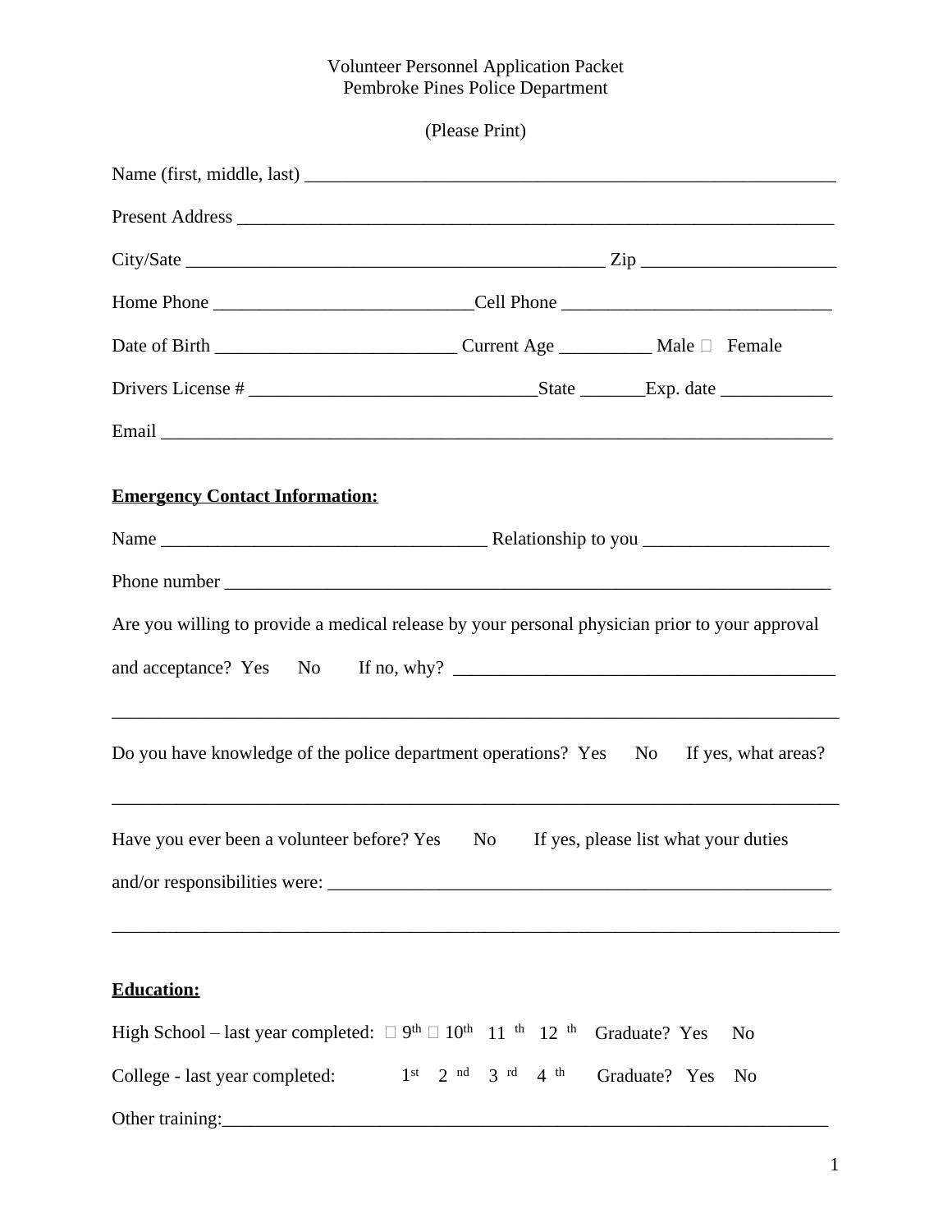Volunteer Personnel Application Packet
Pembroke Pines Police Department

(Please Print)

Name (first, middle, last) ___________________________________________________________

Present Address ________________________________________________________________

City/Sate ______________________________________________ Zip ____________________

Home Phone ____________________________Cell Phone _____________________________

Date of Birth __________________________ Current Age __________ Male □ Female

Drivers License # _______________________________State _______Exp. date ____________

Email __________________________________________________________________________

**Emergency Contact Information:**

Name ___________________________________ Relationship to you ____________________

Phone number ___________________________________________________________________

Are you willing to provide a medical release by your personal physician prior to your approval and acceptance? Yes No If no, why? _________________________________________

_______________________________________________________________________________

Do you have knowledge of the police department operations? Yes No If yes, what areas?

_______________________________________________________________________________

Have you ever been a volunteer before? Yes No If yes, please list what your duties and/or responsibilities were: ________________________________________________________

_______________________________________________________________________________

**Education:**

High School – last year completed: □ 9th □ 10th 11 th 12 th Graduate? Yes No

College - last year completed: 1st 2 nd 3 rd 4 th Graduate? Yes No

Other training:_________________________________________________________________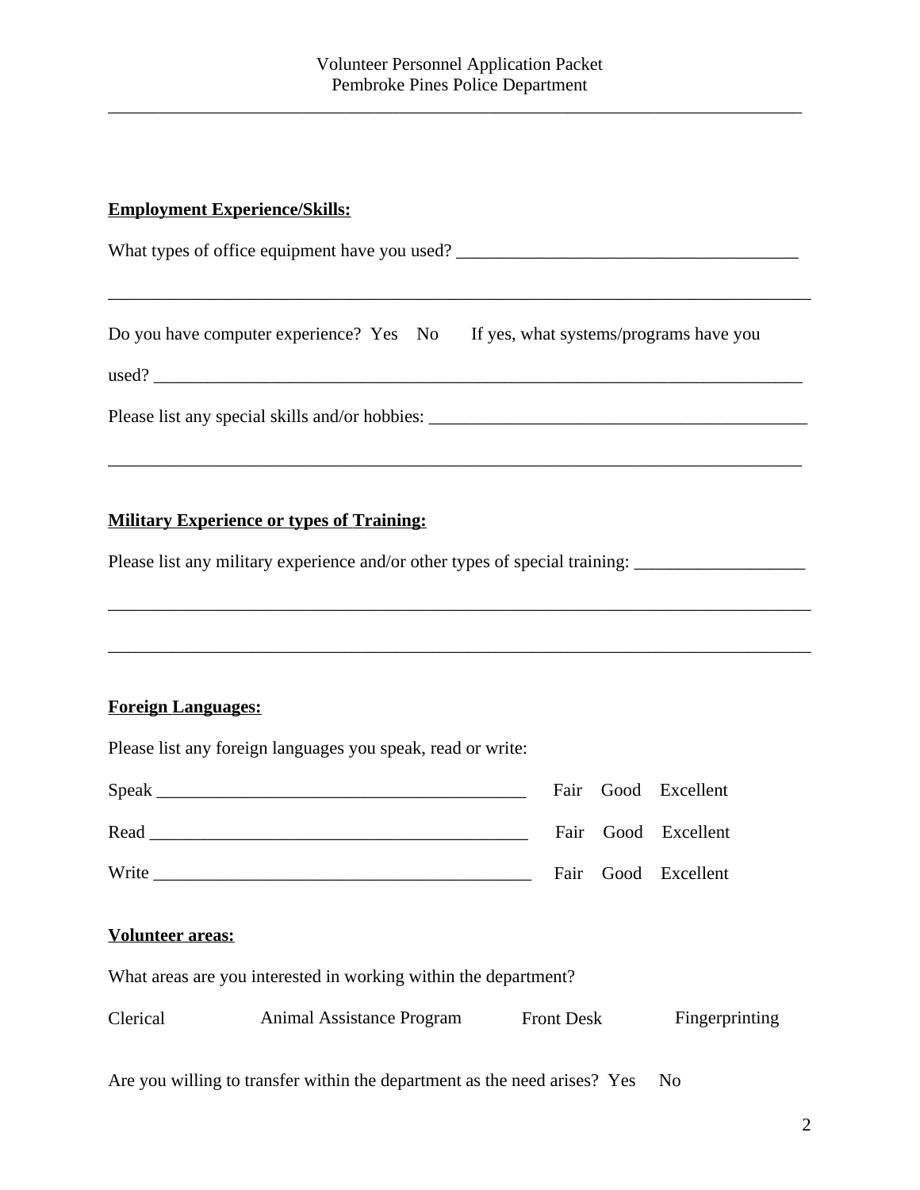**Employment Experience/Skills:**

What types of office equipment have you used? ________________________________________

________________________________________________________________________________

Do you have computer experience? Yes No If yes, what systems/programs have you used? ________________________________________________________________________________

Please list any special skills and/or hobbies: ________________________________________

________________________________________________________________________________

**Military Experience or types of Training:**

Please list any military experience and/or other types of special training: ___________________

________________________________________________________________________________

________________________________________________________________________________

**Foreign Languages:**

Please list any foreign languages you speak, read or write:

Speak ________________________________________ Fair Good Excellent

Read ________________________________________ Fair Good Excellent

Write ________________________________________ Fair Good Excellent

**Volunteer areas:**

What areas are you interested in working within the department?

Clerical Animal Assistance Program Front Desk Fingerprinting

Are you willing to transfer within the department as the need arises? Yes No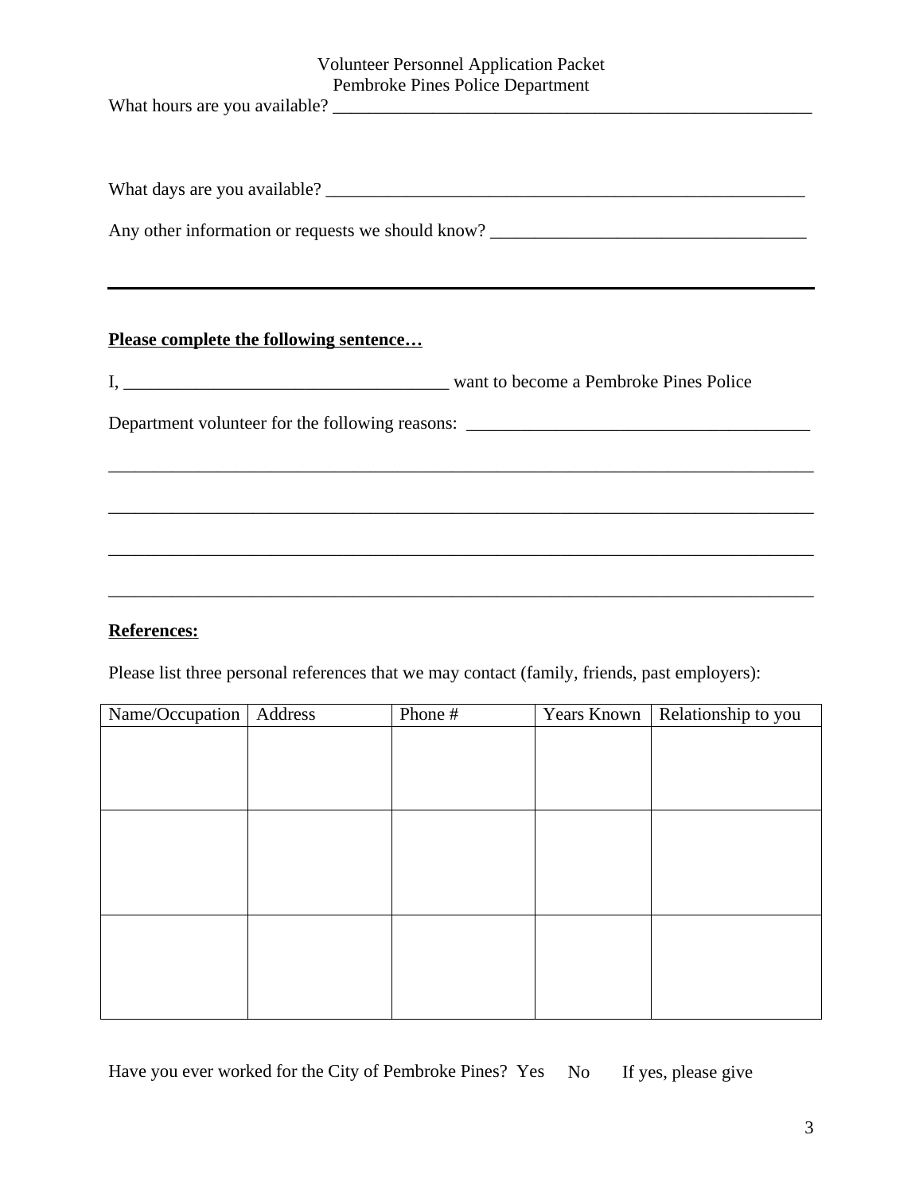What hours are you available? ________________________________________________________

What days are you available? ________________________________________________________

Any other information or requests we should know? ___________________________________

---

**<u>Please complete the following sentence…</u>**

I, ____________________________________ want to become a Pembroke Pines Police

Department volunteer for the following reasons: ______________________________________

_______________________________________________________________________________

_______________________________________________________________________________

_______________________________________________________________________________

_______________________________________________________________________________

**<u>References:</u>**

Please list three personal references that we may contact (family, friends, past employers):

| Name/Occupation | Address | Phone # | Years Known | Relationship to you |
| --- | --- | --- | --- | --- |
| | | | | |
| | | | | |
| | | | | |

Have you ever worked for the City of Pembroke Pines? Yes No If yes, please give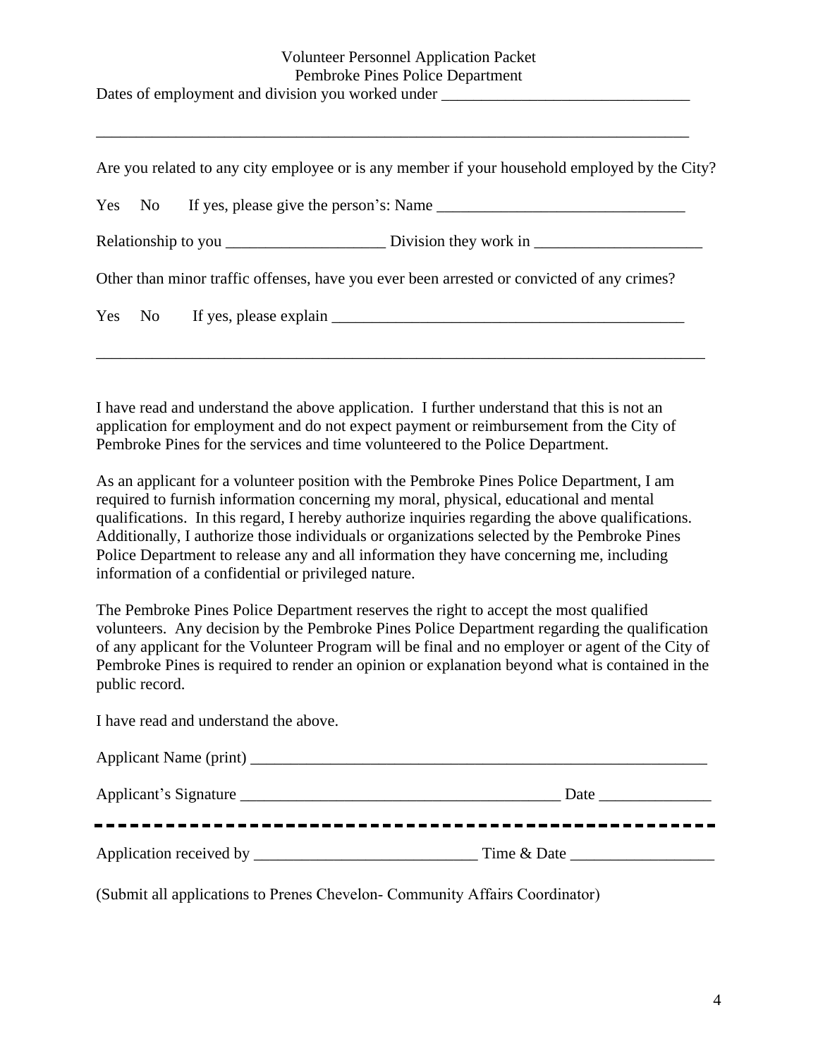Dates of employment and division you worked under ________________________________

________________________________________________________________________________

Are you related to any city employee or is any member if your household employed by the City?

Yes No If yes, please give the person's: Name ________________________________

Relationship to you ____________________ Division they work in ______________________

Other than minor traffic offenses, have you ever been arrested or convicted of any crimes?

Yes No If yes, please explain ______________________________________________

________________________________________________________________________________

I have read and understand the above application. I further understand that this is not an application for employment and do not expect payment or reimbursement from the City of Pembroke Pines for the services and time volunteered to the Police Department.

As an applicant for a volunteer position with the Pembroke Pines Police Department, I am required to furnish information concerning my moral, physical, educational and mental qualifications. In this regard, I hereby authorize inquiries regarding the above qualifications. Additionally, I authorize those individuals or organizations selected by the Pembroke Pines Police Department to release any and all information they have concerning me, including information of a confidential or privileged nature.

The Pembroke Pines Police Department reserves the right to accept the most qualified volunteers. Any decision by the Pembroke Pines Police Department regarding the qualification of any applicant for the Volunteer Program will be final and no employer or agent of the City of Pembroke Pines is required to render an opinion or explanation beyond what is contained in the public record.

I have read and understand the above.

Applicant Name (print) ____________________________________________________________

Applicant's Signature ________________________________________ Date ______________

- - - - - - - - - - - - - - - - - - - - - - - - - - - - - - - - - - - - - - - - - - - - - - - -

Application received by ____________________________ Time & Date __________________

(Submit all applications to Prenes Chevelon- Community Affairs Coordinator)